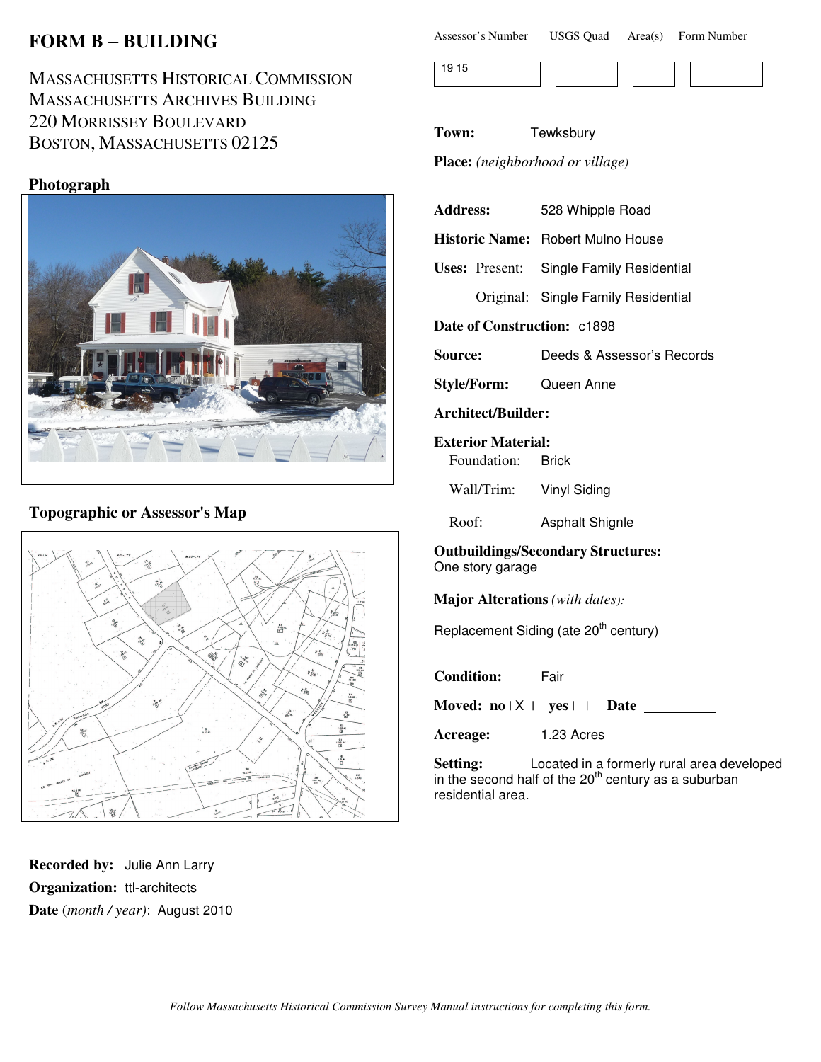# FORM B – BUILDING

MASSACHUSETTS HISTORICAL COMMISSION
MASSACHUSETTS ARCHIVES BUILDING
220 MORRISSEY BOULEVARD
BOSTON, MASSACHUSETTS 02125

| Assessor's Number | USGS Quad | Area(s) | Form Number |
|---|---|---|---|
| 19 15 | | | |

**Photograph**

**Topographic or Assessor's Map**

**Town:** Tewksbury

**Place:** *(neighborhood or village)*

**Address:** 528 Whipple Road

**Historic Name:** Robert Mulno House

**Uses:** Present: Single Family Residential

Original: Single Family Residential

**Date of Construction:** c1898

**Source:** Deeds & Assessor's Records

**Style/Form:** Queen Anne

**Architect/Builder:**

**Exterior Material:**

Foundation: Brick

Wall/Trim: Vinyl Siding

Roof: Asphalt Shignle

**Outbuildings/Secondary Structures:**
One story garage

**Major Alterations** *(with dates)*:

Replacement Siding (ate 20th century)

**Condition:** Fair

**Moved:** no | X | yes | | **Date** __________

**Acreage:** 1.23 Acres

**Setting:** Located in a formerly rural area developed in the second half of the 20th century as a suburban residential area.

**Recorded by:** Julie Ann Larry

**Organization:** ttl-architects

**Date** (*month / year*): August 2010

*Follow Massachusetts Historical Commission Survey Manual instructions for completing this form.*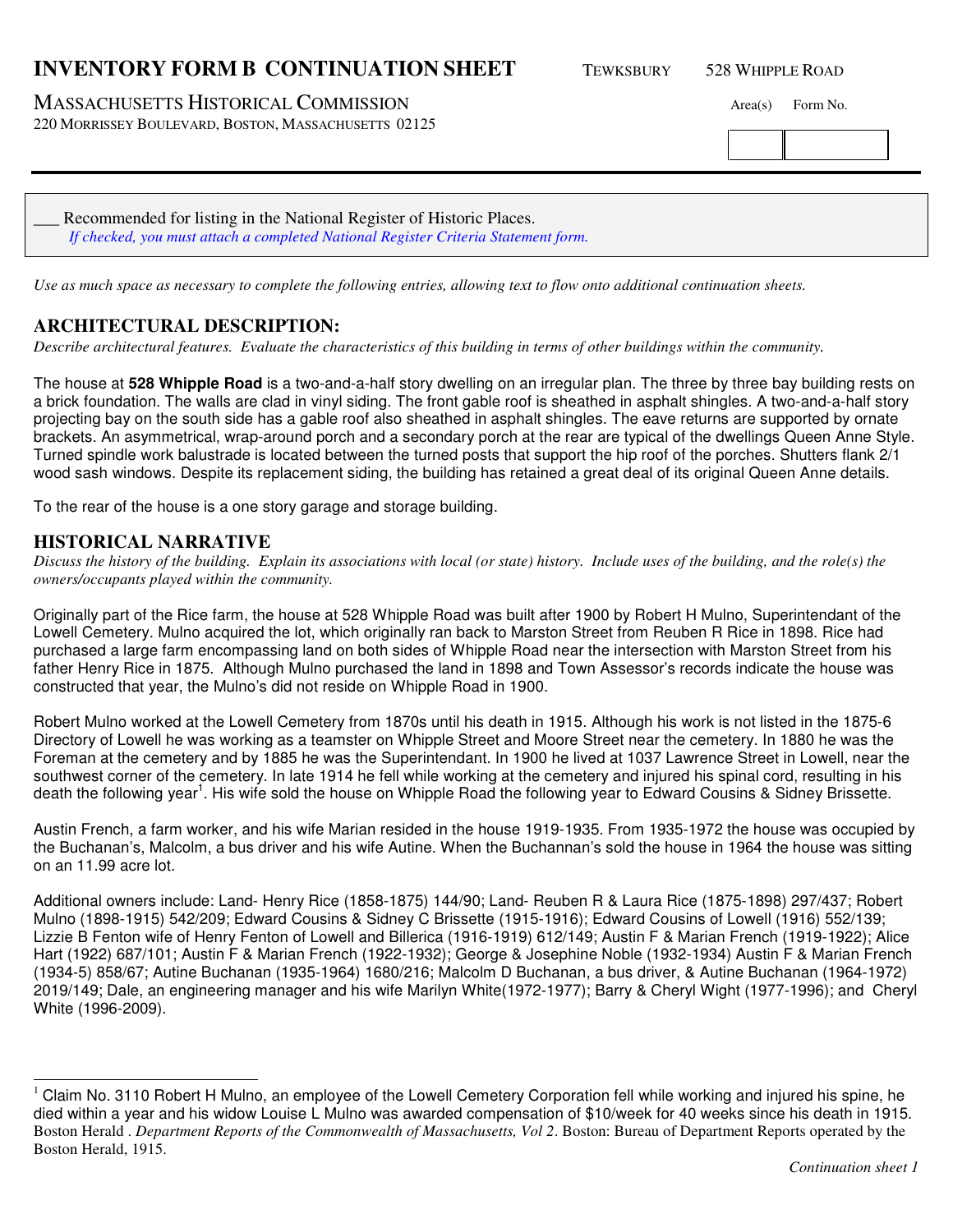# INVENTORY FORM B CONTINUATION SHEET

TEWKSBURY 528 WHIPPLE ROAD

MASSACHUSETTS HISTORICAL COMMISSION

220 MORRISSEY BOULEVARD, BOSTON, MASSACHUSETTS 02125

Area(s) Form No.

___ Recommended for listing in the National Register of Historic Places.
*If checked, you must attach a completed National Register Criteria Statement form.*

*Use as much space as necessary to complete the following entries, allowing text to flow onto additional continuation sheets.*

## ARCHITECTURAL DESCRIPTION:

*Describe architectural features. Evaluate the characteristics of this building in terms of other buildings within the community.*

The house at **528 Whipple Road** is a two-and-a-half story dwelling on an irregular plan. The three by three bay building rests on a brick foundation. The walls are clad in vinyl siding. The front gable roof is sheathed in asphalt shingles. A two-and-a-half story projecting bay on the south side has a gable roof also sheathed in asphalt shingles. The eave returns are supported by ornate brackets. An asymmetrical, wrap-around porch and a secondary porch at the rear are typical of the dwellings Queen Anne Style. Turned spindle work balustrade is located between the turned posts that support the hip roof of the porches. Shutters flank 2/1 wood sash windows. Despite its replacement siding, the building has retained a great deal of its original Queen Anne details.

To the rear of the house is a one story garage and storage building.

## HISTORICAL NARRATIVE

*Discuss the history of the building. Explain its associations with local (or state) history. Include uses of the building, and the role(s) the owners/occupants played within the community.*

Originally part of the Rice farm, the house at 528 Whipple Road was built after 1900 by Robert H Mulno, Superintendant of the Lowell Cemetery. Mulno acquired the lot, which originally ran back to Marston Street from Reuben R Rice in 1898. Rice had purchased a large farm encompassing land on both sides of Whipple Road near the intersection with Marston Street from his father Henry Rice in 1875. Although Mulno purchased the land in 1898 and Town Assessor's records indicate the house was constructed that year, the Mulno's did not reside on Whipple Road in 1900.

Robert Mulno worked at the Lowell Cemetery from 1870s until his death in 1915. Although his work is not listed in the 1875-6 Directory of Lowell he was working as a teamster on Whipple Street and Moore Street near the cemetery. In 1880 he was the Foreman at the cemetery and by 1885 he was the Superintendant. In 1900 he lived at 1037 Lawrence Street in Lowell, near the southwest corner of the cemetery. In late 1914 he fell while working at the cemetery and injured his spinal cord, resulting in his death the following year[1]. His wife sold the house on Whipple Road the following year to Edward Cousins & Sidney Brissette.

Austin French, a farm worker, and his wife Marian resided in the house 1919-1935. From 1935-1972 the house was occupied by the Buchanan's, Malcolm, a bus driver and his wife Autine. When the Buchannan's sold the house in 1964 the house was sitting on an 11.99 acre lot.

Additional owners include: Land- Henry Rice (1858-1875) 144/90; Land- Reuben R & Laura Rice (1875-1898) 297/437; Robert Mulno (1898-1915) 542/209; Edward Cousins & Sidney C Brissette (1915-1916); Edward Cousins of Lowell (1916) 552/139; Lizzie B Fenton wife of Henry Fenton of Lowell and Billerica (1916-1919) 612/149; Austin F & Marian French (1919-1922); Alice Hart (1922) 687/101; Austin F & Marian French (1922-1932); George & Josephine Noble (1932-1934) Austin F & Marian French (1934-5) 858/67; Autine Buchanan (1935-1964) 1680/216; Malcolm D Buchanan, a bus driver, & Autine Buchanan (1964-1972) 2019/149; Dale, an engineering manager and his wife Marilyn White(1972-1977); Barry & Cheryl Wight (1977-1996); and Cheryl White (1996-2009).

[1] Claim No. 3110 Robert H Mulno, an employee of the Lowell Cemetery Corporation fell while working and injured his spine, he died within a year and his widow Louise L Mulno was awarded compensation of $10/week for 40 weeks since his death in 1915. Boston Herald . *Department Reports of the Commonwealth of Massachusetts, Vol 2*. Boston: Bureau of Department Reports operated by the Boston Herald, 1915.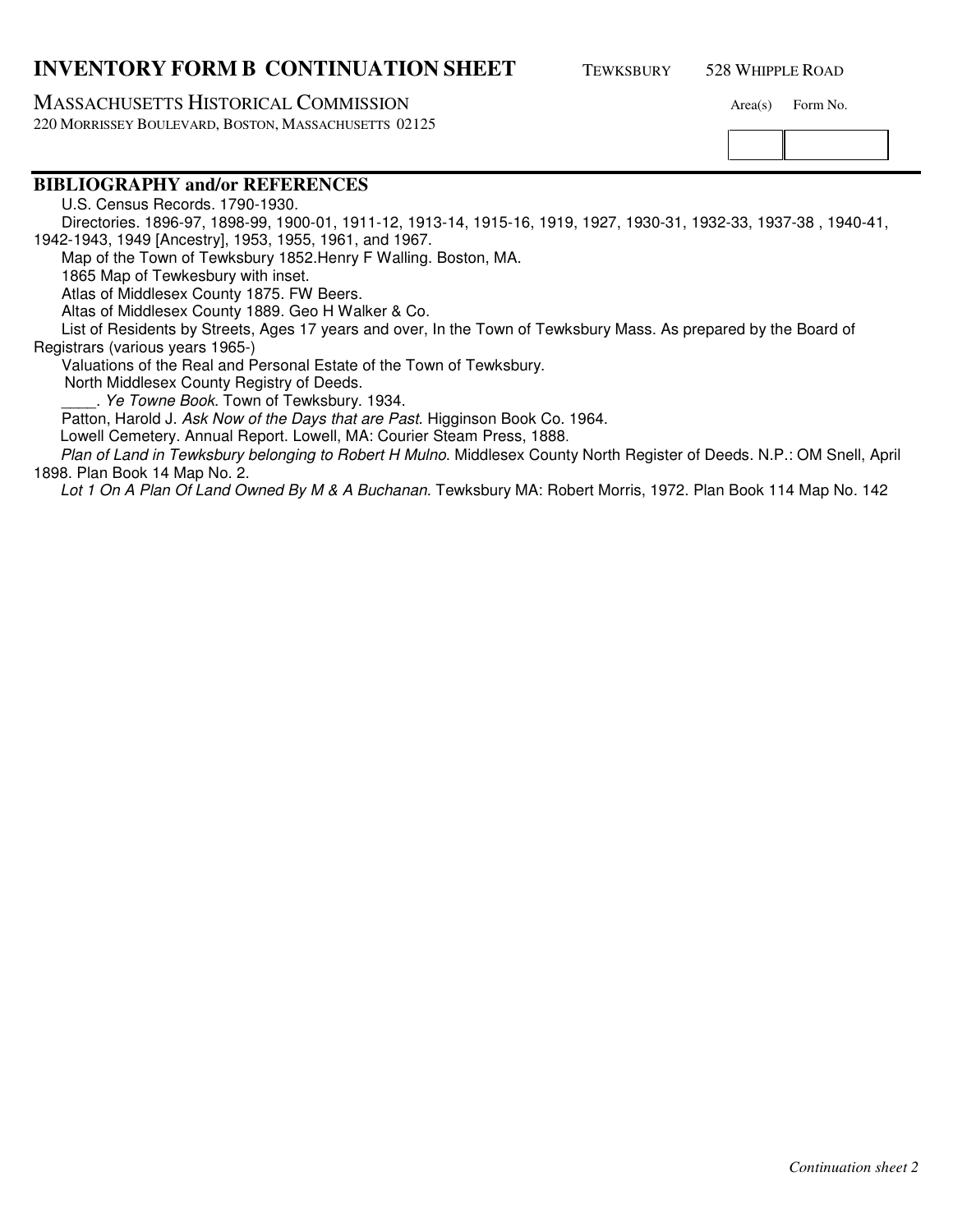# INVENTORY FORM B CONTINUATION SHEET

TEWKSBURY 528 WHIPPLE ROAD

MASSACHUSETTS HISTORICAL COMMISSION
220 MORRISSEY BOULEVARD, BOSTON, MASSACHUSETTS 02125

Area(s) Form No.

## BIBLIOGRAPHY and/or REFERENCES

U.S. Census Records. 1790-1930.

Directories. 1896-97, 1898-99, 1900-01, 1911-12, 1913-14, 1915-16, 1919, 1927, 1930-31, 1932-33, 1937-38 , 1940-41, 1942-1943, 1949 [Ancestry], 1953, 1955, 1961, and 1967.

Map of the Town of Tewksbury 1852.Henry F Walling. Boston, MA.

1865 Map of Tewkesbury with inset.

Atlas of Middlesex County 1875. FW Beers.

Altas of Middlesex County 1889. Geo H Walker & Co.

List of Residents by Streets, Ages 17 years and over, In the Town of Tewksbury Mass. As prepared by the Board of Registrars (various years 1965-)

Valuations of the Real and Personal Estate of the Town of Tewksbury.

North Middlesex County Registry of Deeds.

\_\_\_\_. *Ye Towne Book*. Town of Tewksbury. 1934.

Patton, Harold J. *Ask Now of the Days that are Past*. Higginson Book Co. 1964.

Lowell Cemetery. Annual Report. Lowell, MA: Courier Steam Press, 1888.

*Plan of Land in Tewksbury belonging to Robert H Mulno*. Middlesex County North Register of Deeds. N.P.: OM Snell, April 1898. Plan Book 14 Map No. 2.

*Lot 1 On A Plan Of Land Owned By M & A Buchanan*. Tewksbury MA: Robert Morris, 1972. Plan Book 114 Map No. 142

*Continuation sheet 2*